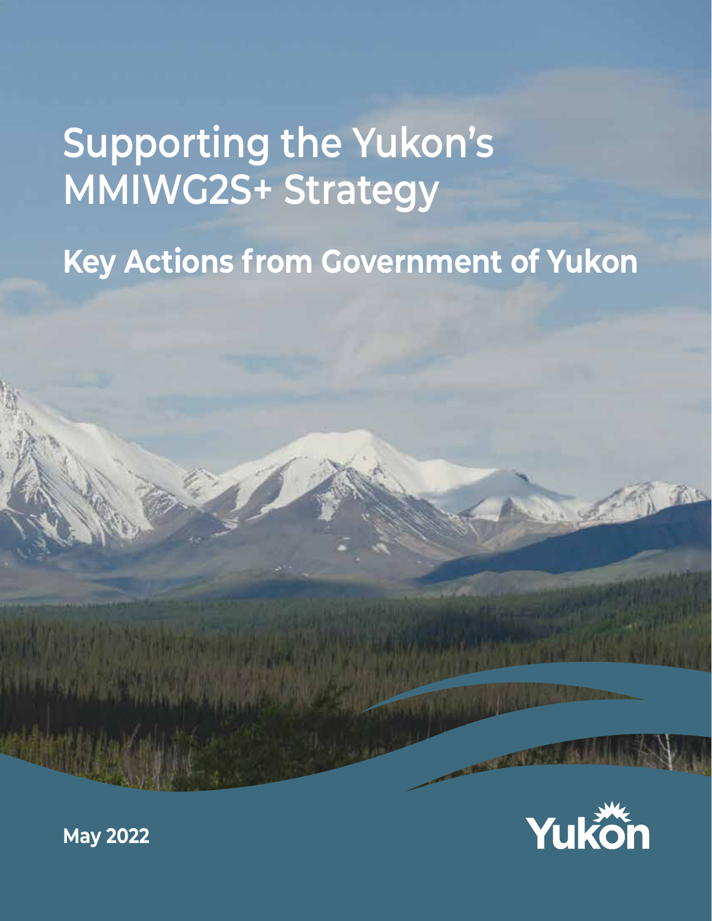# Supporting the Yukon's MMIWG2S+ Strategy

## Key Actions from Government of Yukon

May 2022

Yukon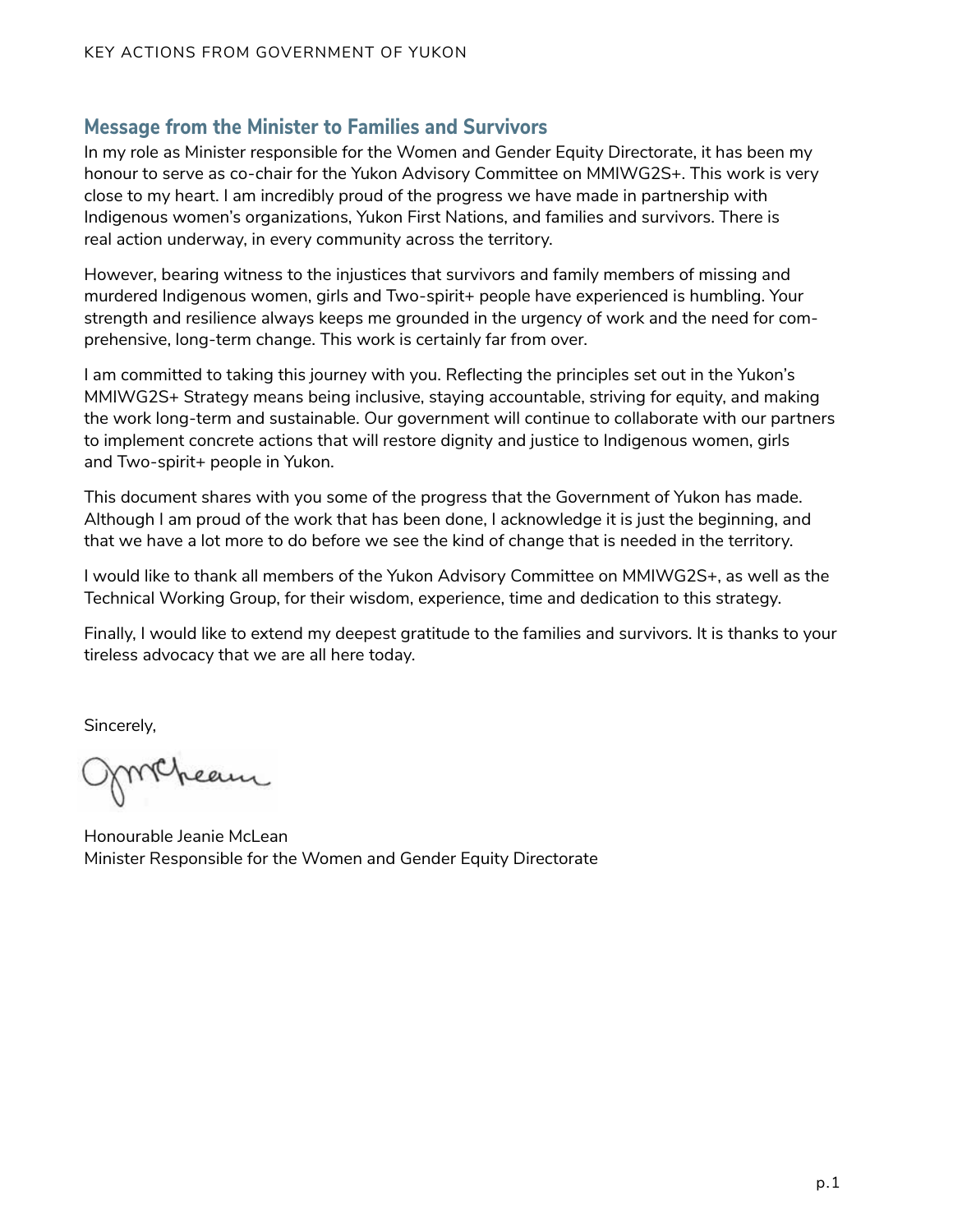## Message from the Minister to Families and Survivors

In my role as Minister responsible for the Women and Gender Equity Directorate, it has been my honour to serve as co-chair for the Yukon Advisory Committee on MMIWG2S+. This work is very close to my heart. I am incredibly proud of the progress we have made in partnership with Indigenous women's organizations, Yukon First Nations, and families and survivors. There is real action underway, in every community across the territory.

However, bearing witness to the injustices that survivors and family members of missing and murdered Indigenous women, girls and Two-spirit+ people have experienced is humbling. Your strength and resilience always keeps me grounded in the urgency of work and the need for comprehensive, long-term change. This work is certainly far from over.

I am committed to taking this journey with you. Reflecting the principles set out in the Yukon's MMIWG2S+ Strategy means being inclusive, staying accountable, striving for equity, and making the work long-term and sustainable. Our government will continue to collaborate with our partners to implement concrete actions that will restore dignity and justice to Indigenous women, girls and Two-spirit+ people in Yukon.

This document shares with you some of the progress that the Government of Yukon has made. Although I am proud of the work that has been done, I acknowledge it is just the beginning, and that we have a lot more to do before we see the kind of change that is needed in the territory.

I would like to thank all members of the Yukon Advisory Committee on MMIWG2S+, as well as the Technical Working Group, for their wisdom, experience, time and dedication to this strategy.

Finally, I would like to extend my deepest gratitude to the families and survivors. It is thanks to your tireless advocacy that we are all here today.

Sincerely,

Honourable Jeanie McLean
Minister Responsible for the Women and Gender Equity Directorate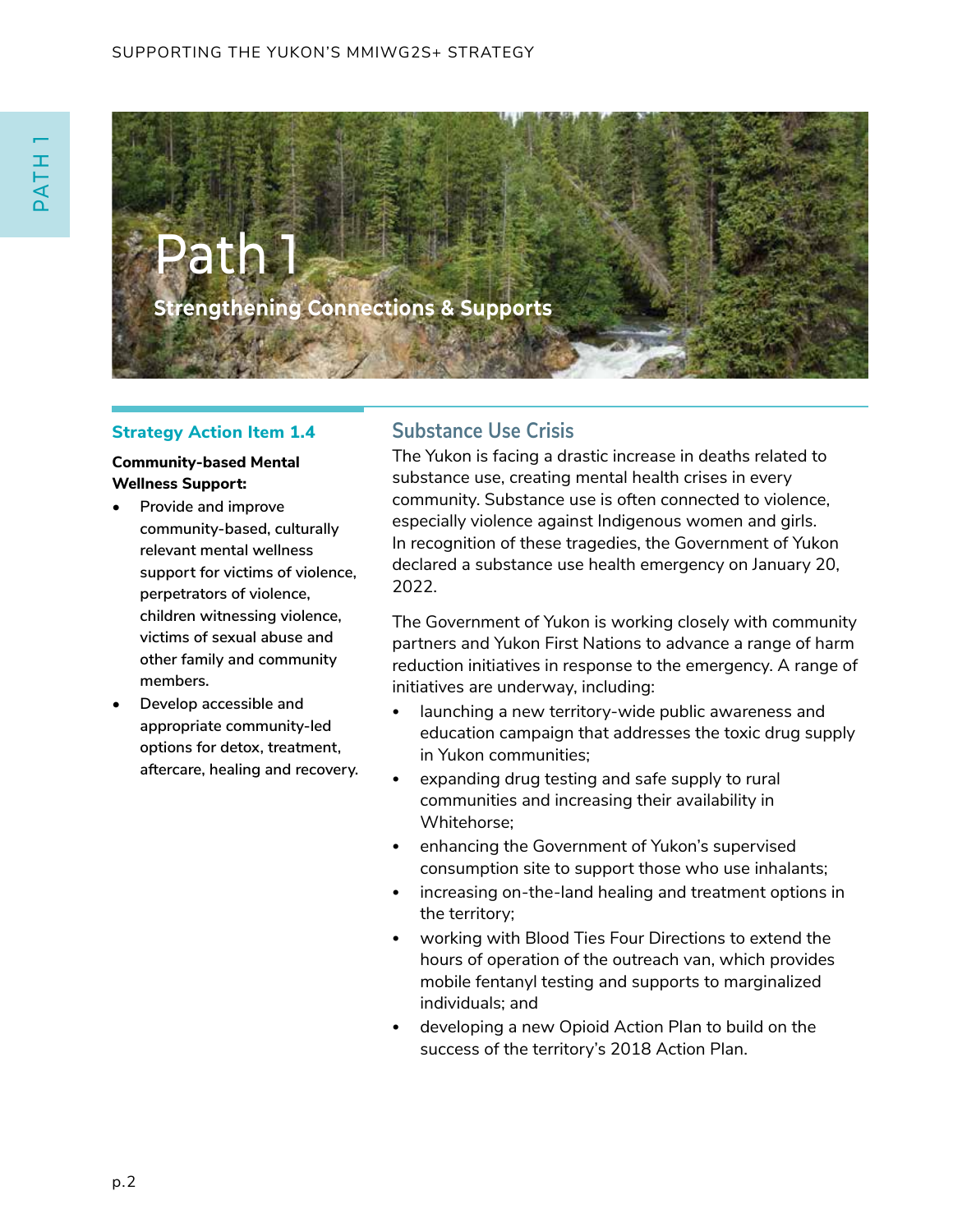# Path 1

## Strengthening Connections & Supports

### Strategy Action Item 1.4

**Community-based Mental Wellness Support:**

- **Provide and improve community-based, culturally relevant mental wellness support for victims of violence, perpetrators of violence, children witnessing violence, victims of sexual abuse and other family and community members.**
- **Develop accessible and appropriate community-led options for detox, treatment, aftercare, healing and recovery.**

### Substance Use Crisis

The Yukon is facing a drastic increase in deaths related to substance use, creating mental health crises in every community. Substance use is often connected to violence, especially violence against Indigenous women and girls. In recognition of these tragedies, the Government of Yukon declared a substance use health emergency on January 20, 2022.

The Government of Yukon is working closely with community partners and Yukon First Nations to advance a range of harm reduction initiatives in response to the emergency. A range of initiatives are underway, including:

- launching a new territory-wide public awareness and education campaign that addresses the toxic drug supply in Yukon communities;
- expanding drug testing and safe supply to rural communities and increasing their availability in Whitehorse;
- enhancing the Government of Yukon's supervised consumption site to support those who use inhalants;
- increasing on-the-land healing and treatment options in the territory;
- working with Blood Ties Four Directions to extend the hours of operation of the outreach van, which provides mobile fentanyl testing and supports to marginalized individuals; and
- developing a new Opioid Action Plan to build on the success of the territory's 2018 Action Plan.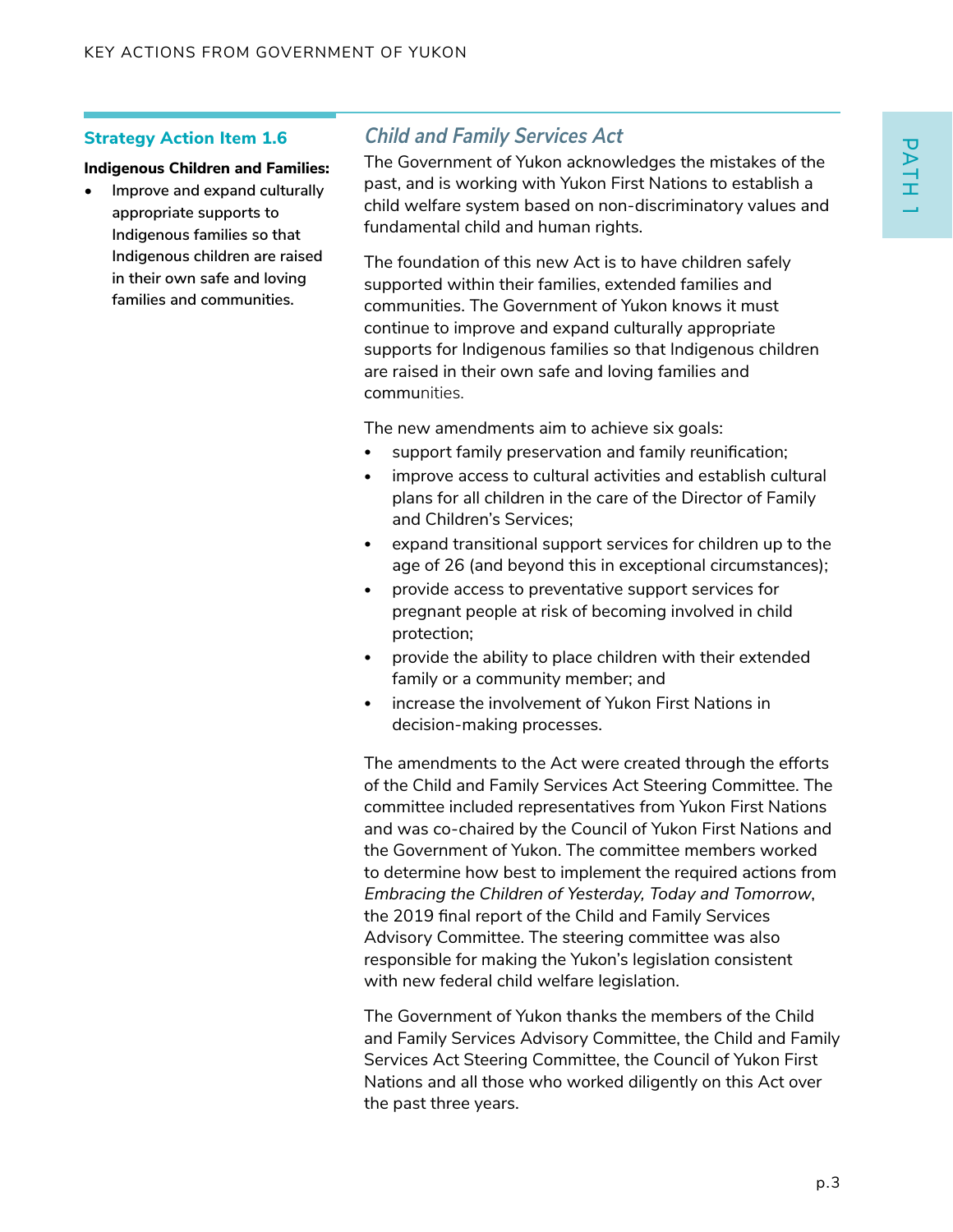**Strategy Action Item 1.6**

**Indigenous Children and Families:**

- **Improve and expand culturally appropriate supports to Indigenous families so that Indigenous children are raised in their own safe and loving families and communities.**

## *Child and Family Services Act*

The Government of Yukon acknowledges the mistakes of the past, and is working with Yukon First Nations to establish a child welfare system based on non-discriminatory values and fundamental child and human rights.

The foundation of this new Act is to have children safely supported within their families, extended families and communities. The Government of Yukon knows it must continue to improve and expand culturally appropriate supports for Indigenous families so that Indigenous children are raised in their own safe and loving families and communities.

The new amendments aim to achieve six goals:

- support family preservation and family reunification;
- improve access to cultural activities and establish cultural plans for all children in the care of the Director of Family and Children's Services;
- expand transitional support services for children up to the age of 26 (and beyond this in exceptional circumstances);
- provide access to preventative support services for pregnant people at risk of becoming involved in child protection;
- provide the ability to place children with their extended family or a community member; and
- increase the involvement of Yukon First Nations in decision-making processes.

The amendments to the Act were created through the efforts of the Child and Family Services Act Steering Committee. The committee included representatives from Yukon First Nations and was co-chaired by the Council of Yukon First Nations and the Government of Yukon. The committee members worked to determine how best to implement the required actions from *Embracing the Children of Yesterday, Today and Tomorrow*, the 2019 final report of the Child and Family Services Advisory Committee. The steering committee was also responsible for making the Yukon's legislation consistent with new federal child welfare legislation.

The Government of Yukon thanks the members of the Child and Family Services Advisory Committee, the Child and Family Services Act Steering Committee, the Council of Yukon First Nations and all those who worked diligently on this Act over the past three years.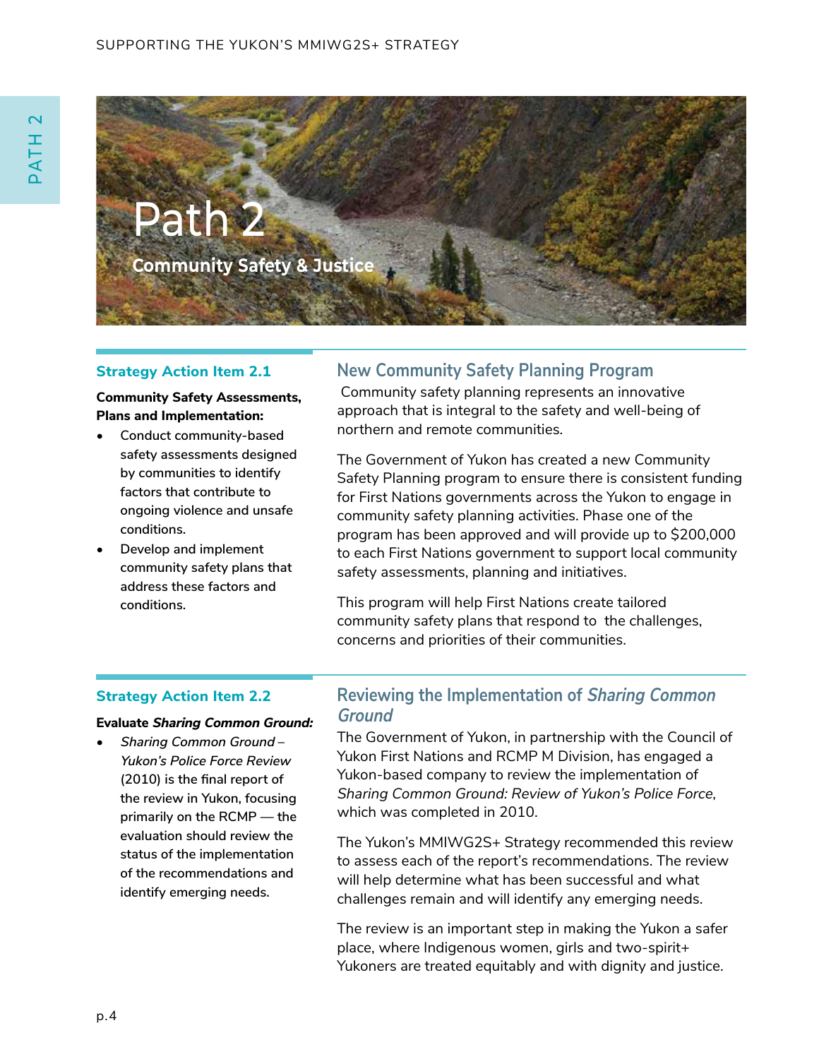# Path 2

## Community Safety & Justice

### Strategy Action Item 2.1

**Community Safety Assessments, Plans and Implementation:**

- Conduct community-based safety assessments designed by communities to identify factors that contribute to ongoing violence and unsafe conditions.
- Develop and implement community safety plans that address these factors and conditions.

### New Community Safety Planning Program

Community safety planning represents an innovative approach that is integral to the safety and well-being of northern and remote communities.

The Government of Yukon has created a new Community Safety Planning program to ensure there is consistent funding for First Nations governments across the Yukon to engage in community safety planning activities. Phase one of the program has been approved and will provide up to $200,000 to each First Nations government to support local community safety assessments, planning and initiatives.

This program will help First Nations create tailored community safety plans that respond to the challenges, concerns and priorities of their communities.

### Strategy Action Item 2.2

**Evaluate *Sharing Common Ground:***

- *Sharing Common Ground – Yukon's Police Force Review* (2010) is the final report of the review in Yukon, focusing primarily on the RCMP — the evaluation should review the status of the implementation of the recommendations and identify emerging needs.

### Reviewing the Implementation of *Sharing Common Ground*

The Government of Yukon, in partnership with the Council of Yukon First Nations and RCMP M Division, has engaged a Yukon-based company to review the implementation of *Sharing Common Ground: Review of Yukon's Police Force*, which was completed in 2010.

The Yukon's MMIWG2S+ Strategy recommended this review to assess each of the report's recommendations. The review will help determine what has been successful and what challenges remain and will identify any emerging needs.

The review is an important step in making the Yukon a safer place, where Indigenous women, girls and two-spirit+ Yukoners are treated equitably and with dignity and justice.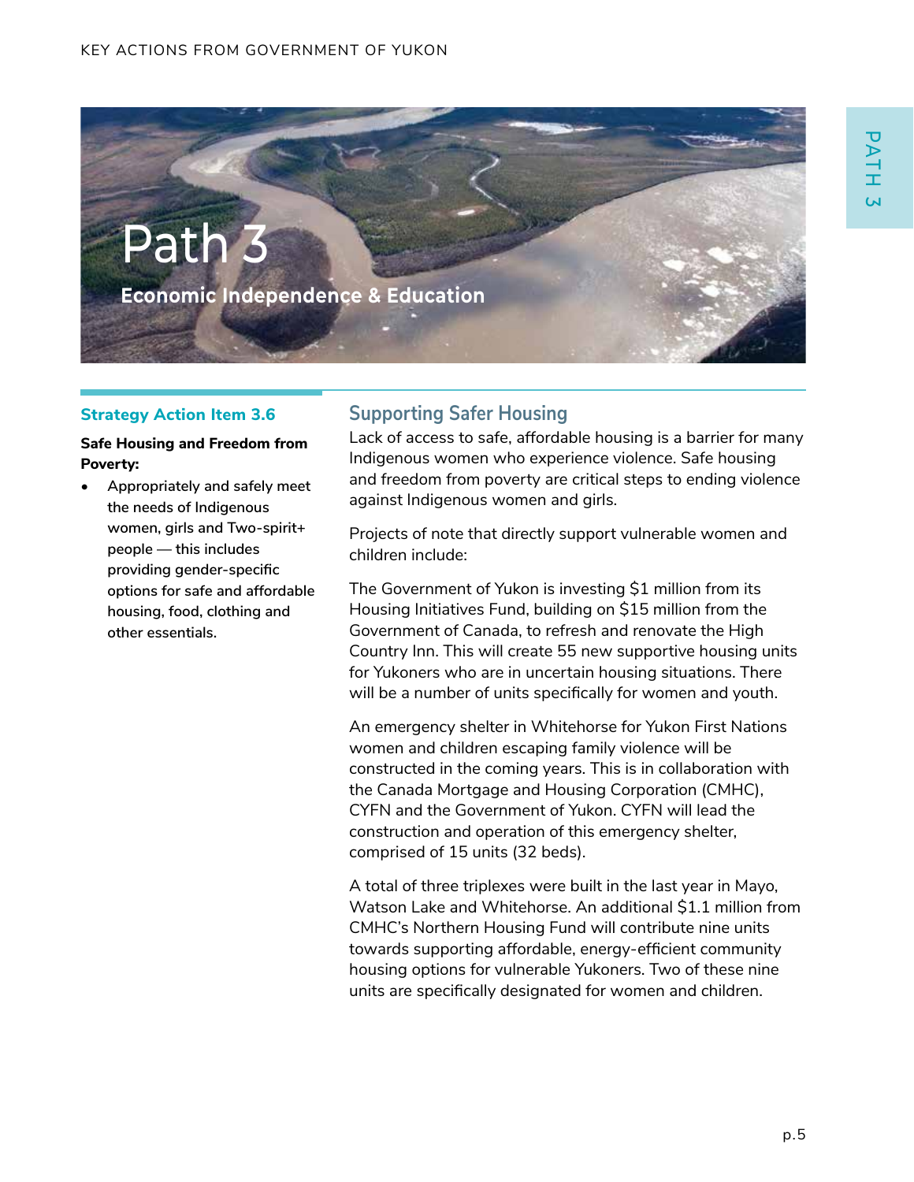# Path 3

## Economic Independence & Education

### Strategy Action Item 3.6

**Safe Housing and Freedom from Poverty:**

- **Appropriately and safely meet the needs of Indigenous women, girls and Two-spirit+ people — this includes providing gender-specific options for safe and affordable housing, food, clothing and other essentials.**

## Supporting Safer Housing

Lack of access to safe, affordable housing is a barrier for many Indigenous women who experience violence. Safe housing and freedom from poverty are critical steps to ending violence against Indigenous women and girls.

Projects of note that directly support vulnerable women and children include:

The Government of Yukon is investing $1 million from its Housing Initiatives Fund, building on $15 million from the Government of Canada, to refresh and renovate the High Country Inn. This will create 55 new supportive housing units for Yukoners who are in uncertain housing situations. There will be a number of units specifically for women and youth.

An emergency shelter in Whitehorse for Yukon First Nations women and children escaping family violence will be constructed in the coming years. This is in collaboration with the Canada Mortgage and Housing Corporation (CMHC), CYFN and the Government of Yukon. CYFN will lead the construction and operation of this emergency shelter, comprised of 15 units (32 beds).

A total of three triplexes were built in the last year in Mayo, Watson Lake and Whitehorse. An additional $1.1 million from CMHC's Northern Housing Fund will contribute nine units towards supporting affordable, energy-efficient community housing options for vulnerable Yukoners. Two of these nine units are specifically designated for women and children.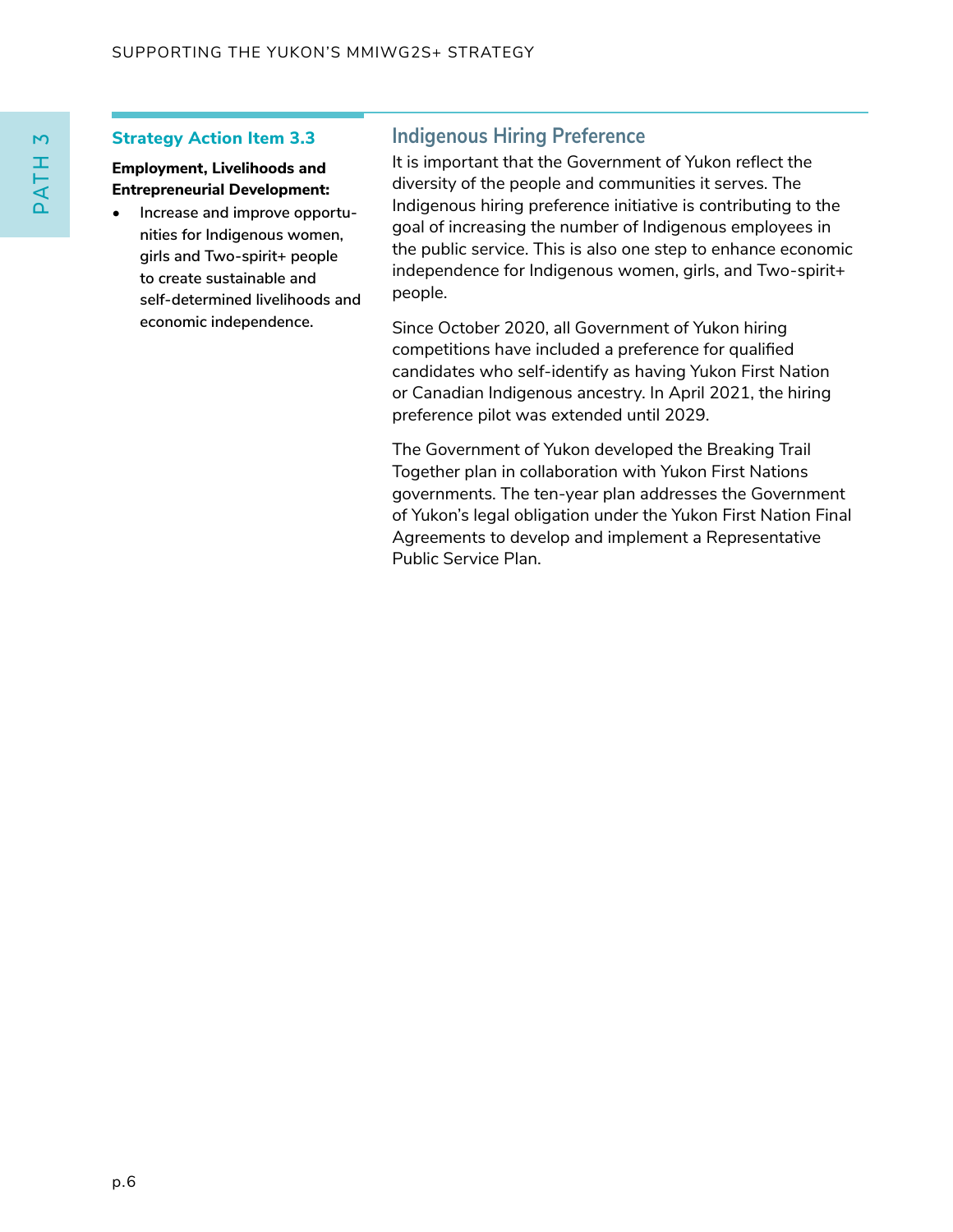### Strategy Action Item 3.3

**Employment, Livelihoods and Entrepreneurial Development:**

- **Increase and improve opportunities for Indigenous women, girls and Two-spirit+ people to create sustainable and self-determined livelihoods and economic independence.**

## Indigenous Hiring Preference

It is important that the Government of Yukon reflect the diversity of the people and communities it serves. The Indigenous hiring preference initiative is contributing to the goal of increasing the number of Indigenous employees in the public service. This is also one step to enhance economic independence for Indigenous women, girls, and Two-spirit+ people.

Since October 2020, all Government of Yukon hiring competitions have included a preference for qualified candidates who self-identify as having Yukon First Nation or Canadian Indigenous ancestry. In April 2021, the hiring preference pilot was extended until 2029.

The Government of Yukon developed the Breaking Trail Together plan in collaboration with Yukon First Nations governments. The ten-year plan addresses the Government of Yukon's legal obligation under the Yukon First Nation Final Agreements to develop and implement a Representative Public Service Plan.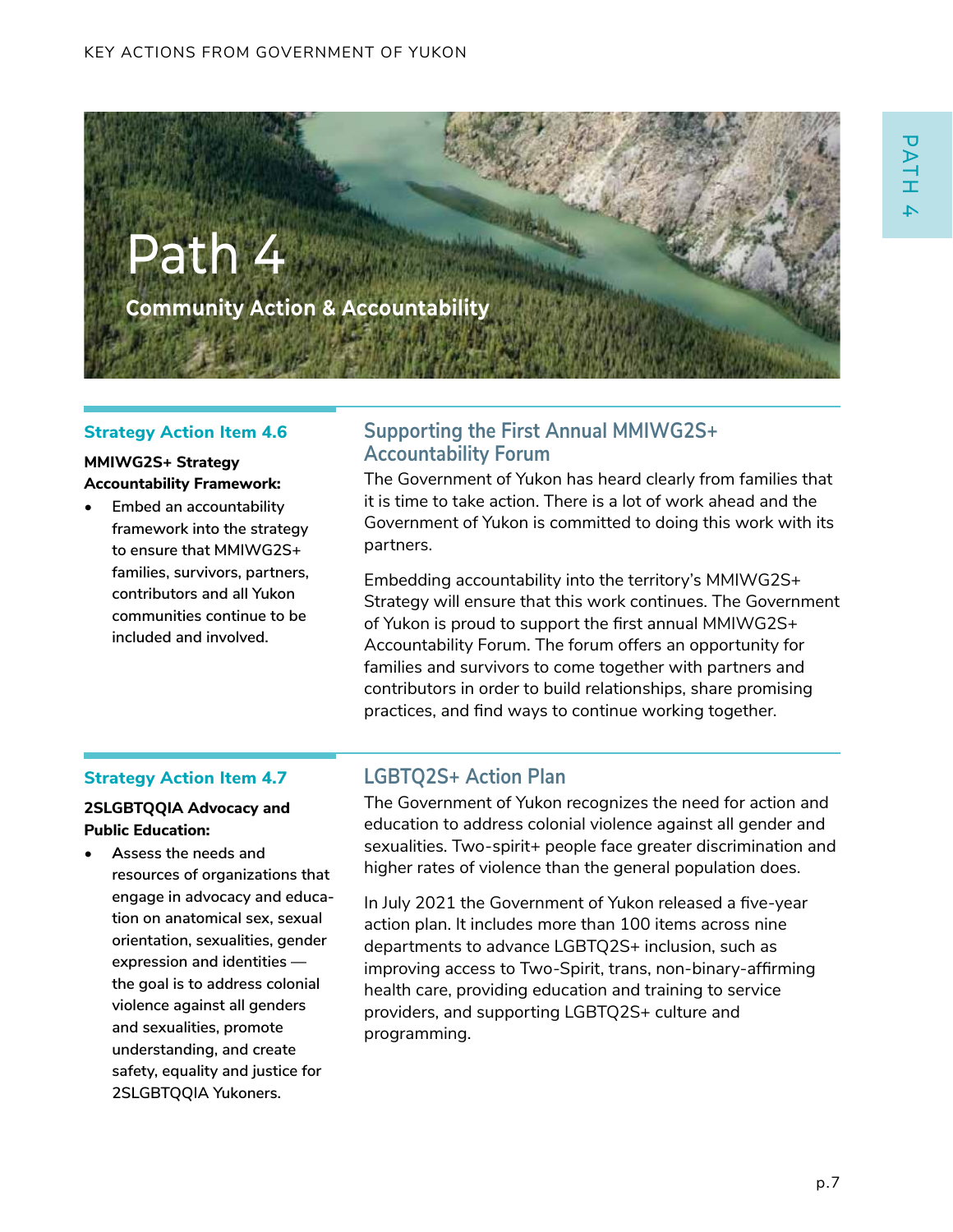# Path 4

## Community Action & Accountability

### Strategy Action Item 4.6

**MMIWG2S+ Strategy Accountability Framework:**

- **Embed an accountability framework into the strategy to ensure that MMIWG2S+ families, survivors, partners, contributors and all Yukon communities continue to be included and involved.**

### Supporting the First Annual MMIWG2S+ Accountability Forum

The Government of Yukon has heard clearly from families that it is time to take action. There is a lot of work ahead and the Government of Yukon is committed to doing this work with its partners.

Embedding accountability into the territory's MMIWG2S+ Strategy will ensure that this work continues. The Government of Yukon is proud to support the first annual MMIWG2S+ Accountability Forum. The forum offers an opportunity for families and survivors to come together with partners and contributors in order to build relationships, share promising practices, and find ways to continue working together.

### Strategy Action Item 4.7

**2SLGBTQQIA Advocacy and Public Education:**

- **Assess the needs and resources of organizations that engage in advocacy and education on anatomical sex, sexual orientation, sexualities, gender expression and identities — the goal is to address colonial violence against all genders and sexualities, promote understanding, and create safety, equality and justice for 2SLGBTQQIA Yukoners.**

### LGBTQ2S+ Action Plan

The Government of Yukon recognizes the need for action and education to address colonial violence against all gender and sexualities. Two-spirit+ people face greater discrimination and higher rates of violence than the general population does.

In July 2021 the Government of Yukon released a five-year action plan. It includes more than 100 items across nine departments to advance LGBTQ2S+ inclusion, such as improving access to Two-Spirit, trans, non-binary-affirming health care, providing education and training to service providers, and supporting LGBTQ2S+ culture and programming.